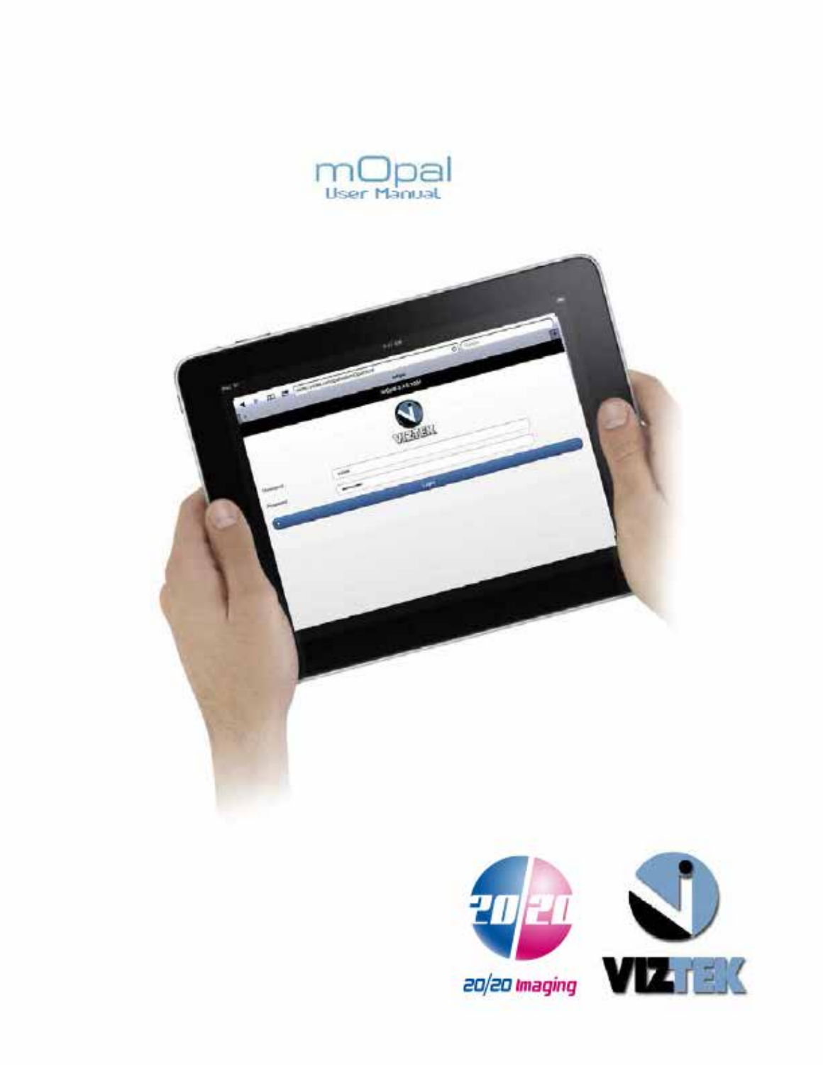# mOpal
## User Manual

20/20 Imaging

VIZTEK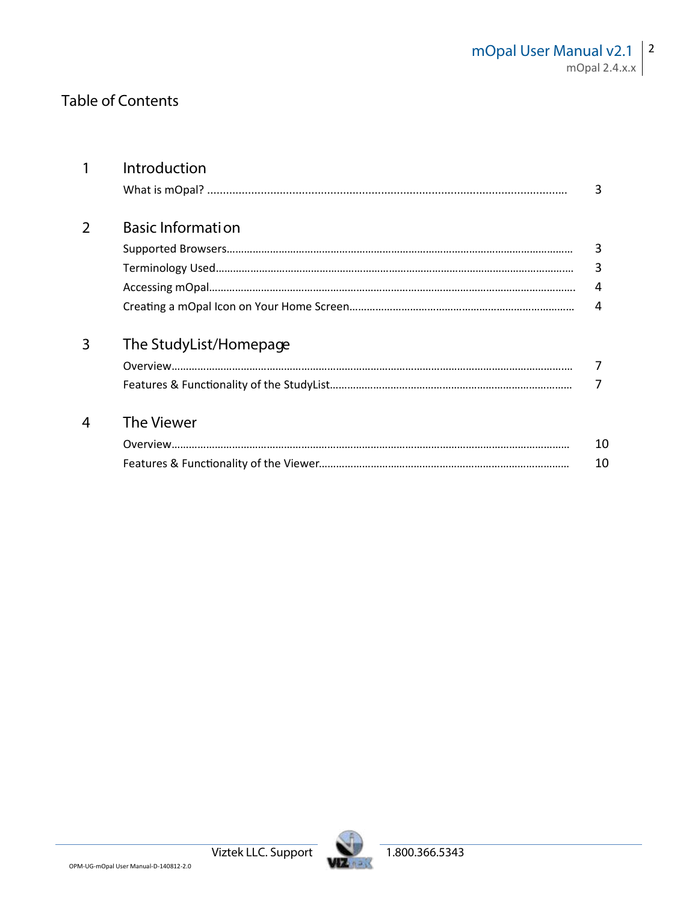# Table of Contents

| | | |
|---|---|---|
| **1** | **Introduction** | |
| | What is mOpal? | 3 |
| **2** | **Basic Information** | |
| | Supported Browsers | 3 |
| | Terminology Used | 3 |
| | Accessing mOpal | 4 |
| | Creating a mOpal Icon on Your Home Screen | 4 |
| **3** | **The StudyList/Homepage** | |
| | Overview | 7 |
| | Features & Functionality of the StudyList | 7 |
| **4** | **The Viewer** | |
| | Overview | 10 |
| | Features & Functionality of the Viewer | 10 |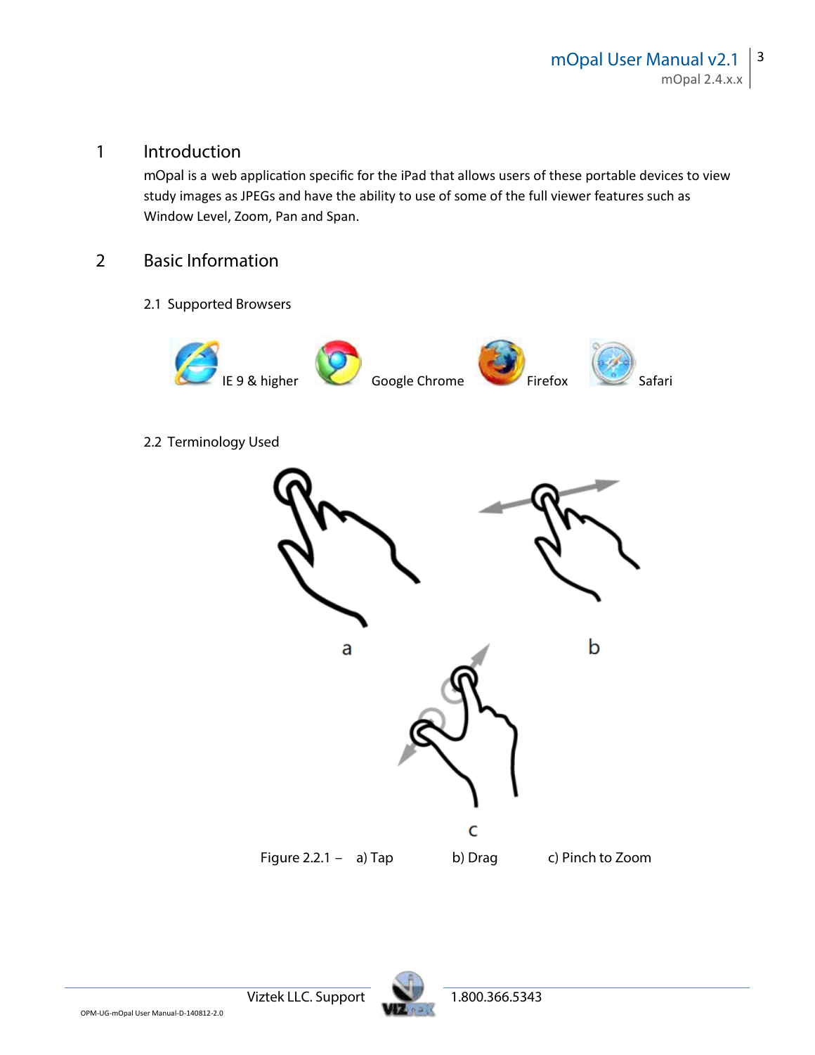# 1 Introduction

mOpal is a web application specific for the iPad that allows users of these portable devices to view study images as JPEGs and have the ability to use of some of the full viewer features such as Window Level, Zoom, Pan and Span.

# 2 Basic Information

## 2.1 Supported Browsers

IE 9 & higher    Google Chrome    Firefox    Safari

## 2.2 Terminology Used

a    b    c

Figure 2.2.1 – a) Tap    b) Drag    c) Pinch to Zoom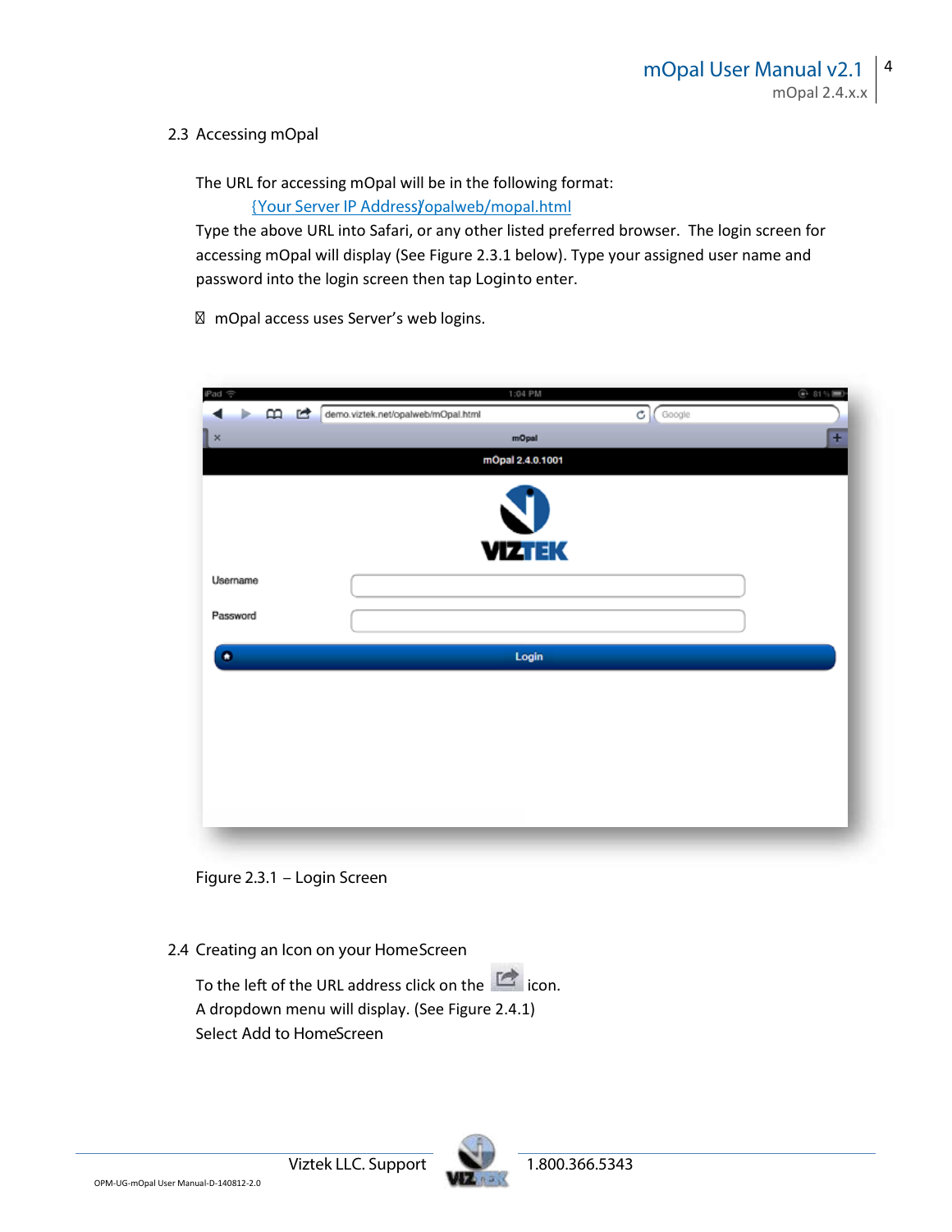## 2.3 Accessing mOpal

The URL for accessing mOpal will be in the following format:

{Your Server IP Address}/opalweb/mopal.html

Type the above URL into Safari, or any other listed preferred browser. The login screen for accessing mOpal will display (See Figure 2.3.1 below). Type your assigned user name and password into the login screen then tap Login to enter.

- mOpal access uses Server's web logins.

Figure 2.3.1 – Login Screen

## 2.4 Creating an Icon on your HomeScreen

To the left of the URL address click on the icon.

A dropdown menu will display. (See Figure 2.4.1)

Select Add to HomeScreen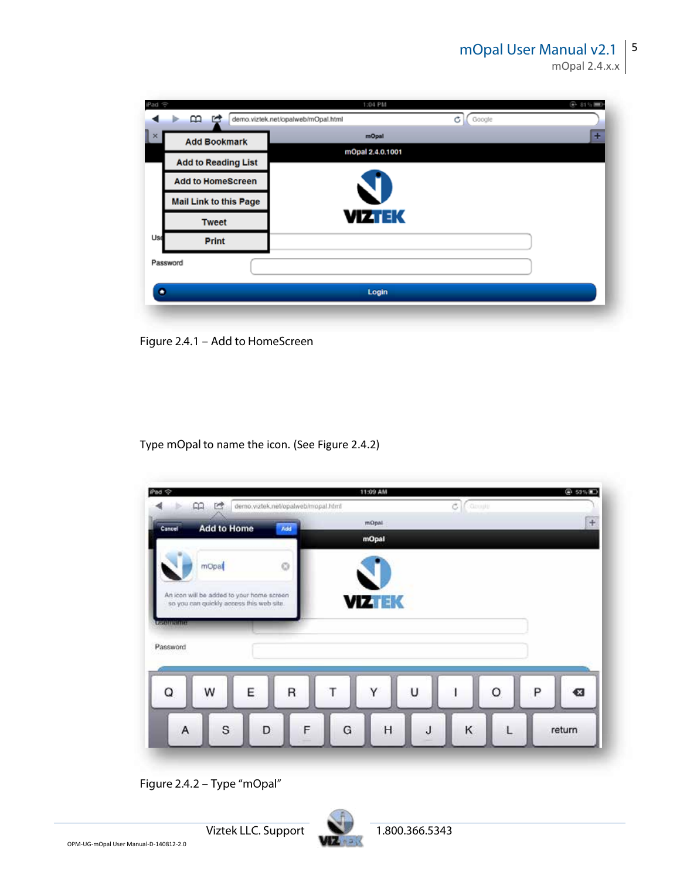Figure 2.4.1 – Add to HomeScreen

Type mOpal to name the icon. (See Figure 2.4.2)

Figure 2.4.2 – Type “mOpal”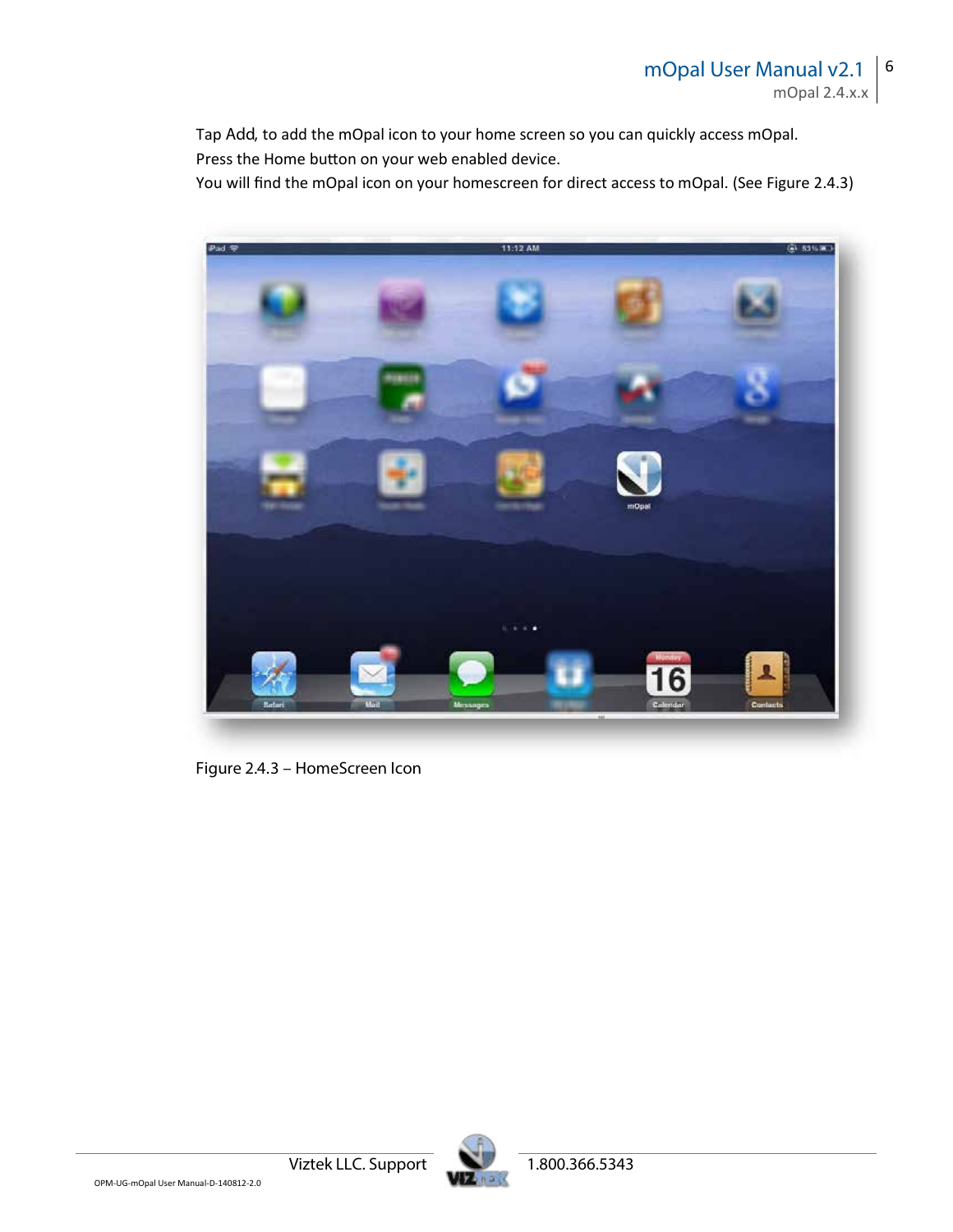Tap Add, to add the mOpal icon to your home screen so you can quickly access mOpal.
Press the Home button on your web enabled device.
You will find the mOpal icon on your homescreen for direct access to mOpal. (See Figure 2.4.3)

Figure 2.4.3 – HomeScreen Icon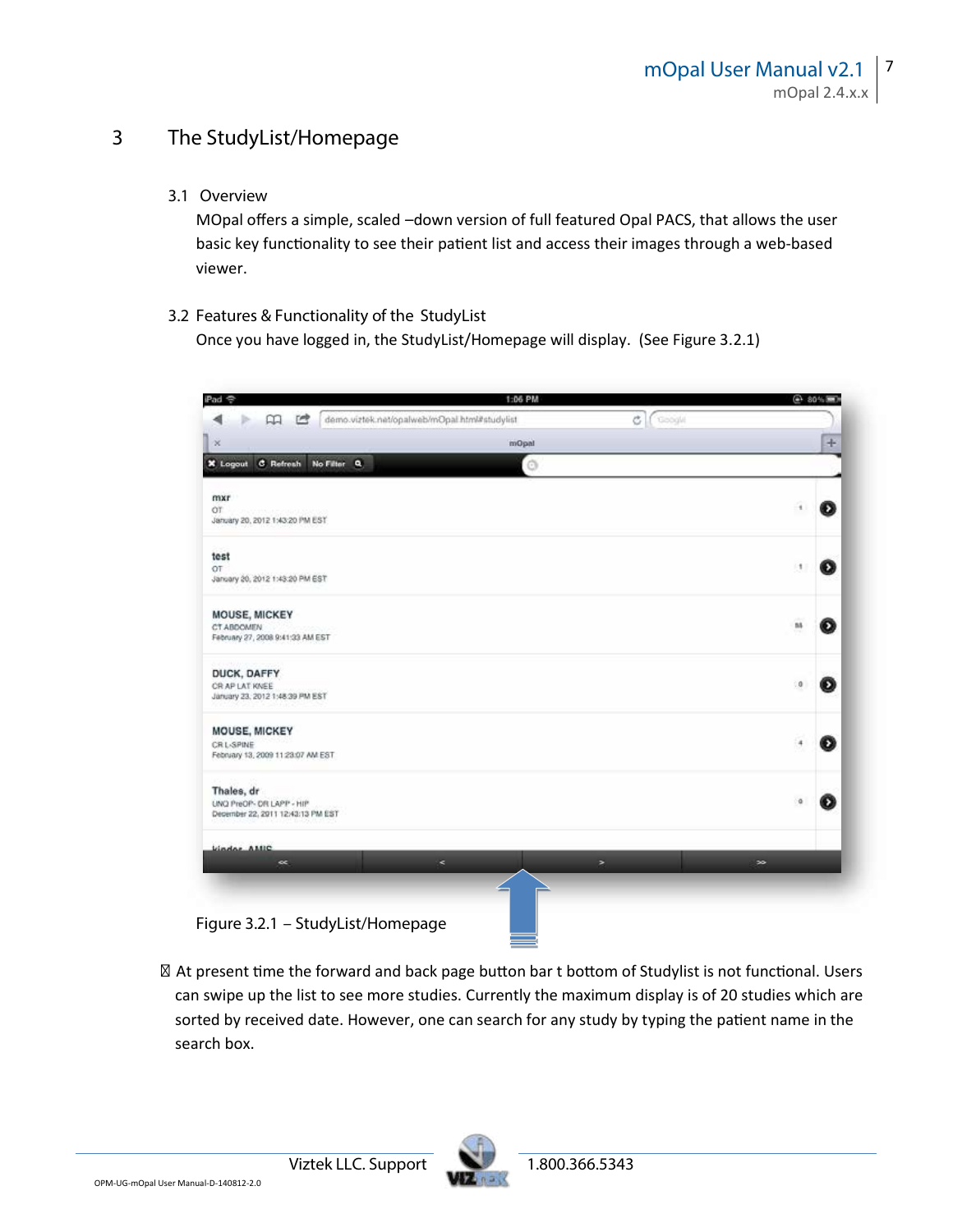# 3 The StudyList/Homepage

## 3.1 Overview

MOpal offers a simple, scaled –down version of full featured Opal PACS, that allows the user basic key functionality to see their patient list and access their images through a web-based viewer.

## 3.2 Features & Functionality of the StudyList

Once you have logged in, the StudyList/Homepage will display. (See Figure 3.2.1)

Figure 3.2.1 – StudyList/Homepage

- At present time the forward and back page button bar t bottom of Studylist is not functional. Users can swipe up the list to see more studies. Currently the maximum display is of 20 studies which are sorted by received date. However, one can search for any study by typing the patient name in the search box.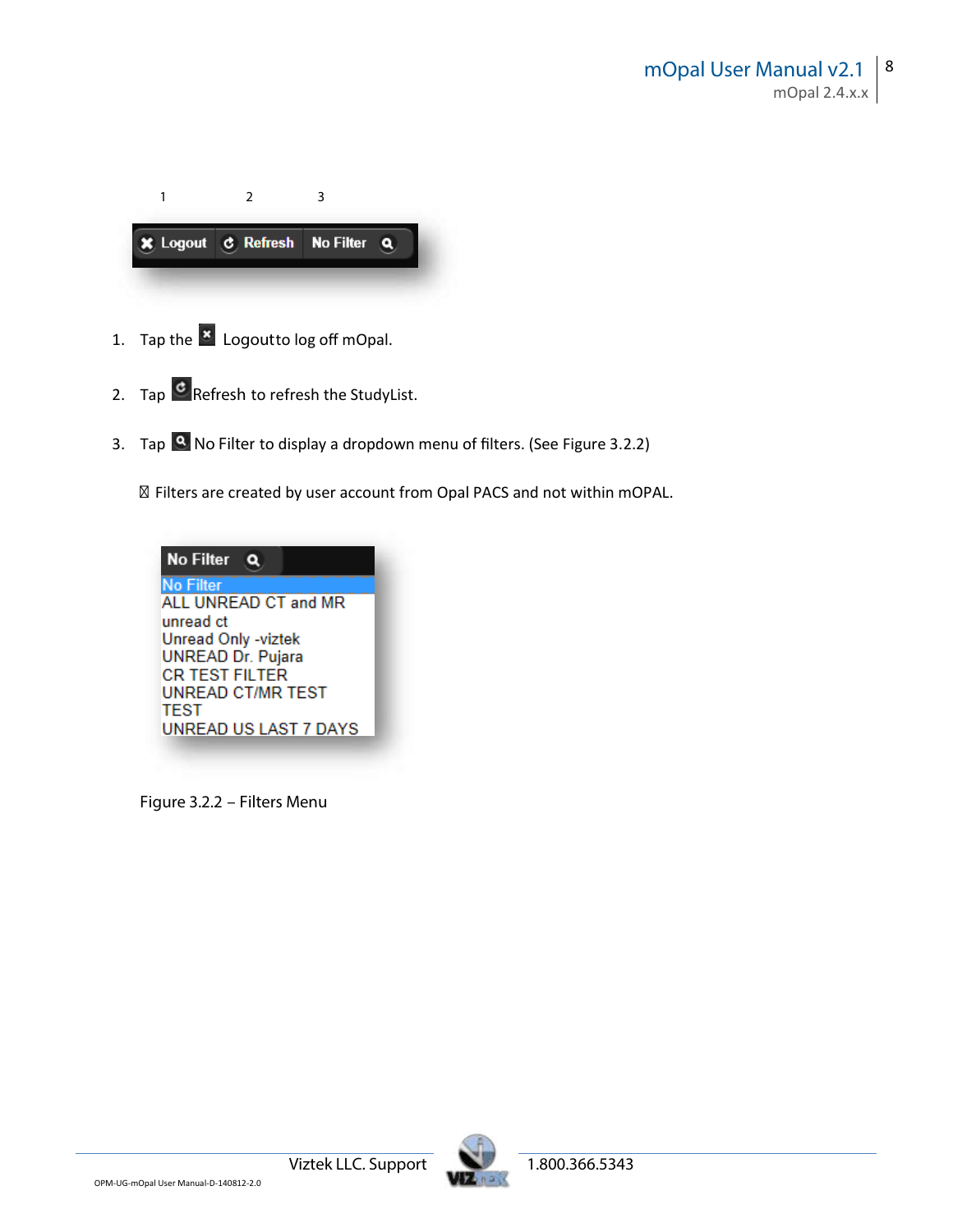1 2 3

1. Tap the Logoutto log off mOpal.

2. Tap Refresh to refresh the StudyList.

3. Tap No Filter to display a dropdown menu of filters. (See Figure 3.2.2)

   Filters are created by user account from Opal PACS and not within mOPAL.

Figure 3.2.2 – Filters Menu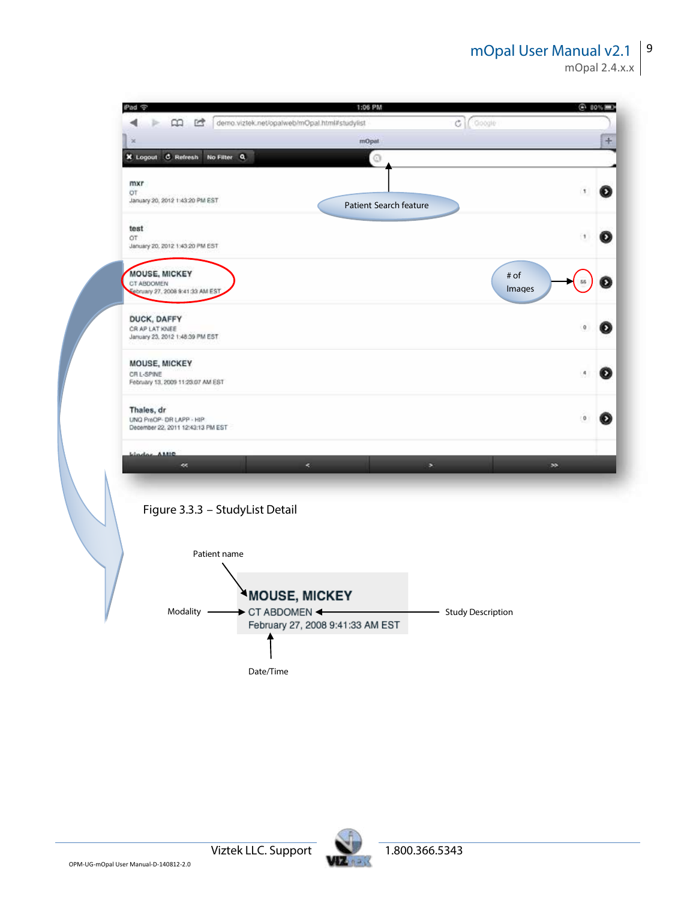Figure 3.3.3 – StudyList Detail

Patient name

Modality → **MOUSE, MICKEY**
CT ABDOMEN ← Study Description
February 27, 2008 9:41:33 AM EST

Date/Time

Viztek LLC. Support 1.800.366.5343

OPM-UG-mOpal User Manual-D-140812-2.0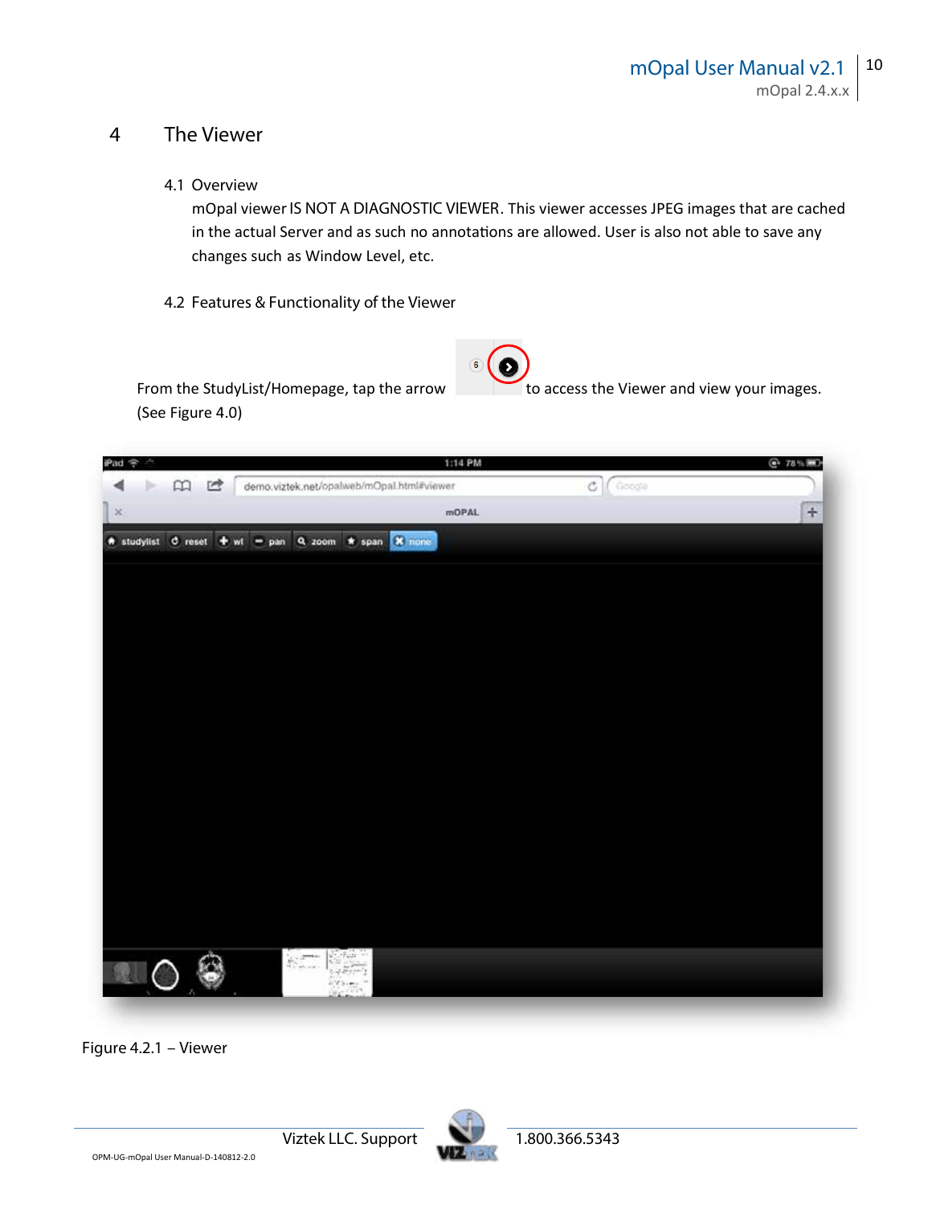# 4 The Viewer

## 4.1 Overview

mOpal viewer IS NOT A DIAGNOSTIC VIEWER. This viewer accesses JPEG images that are cached in the actual Server and as such no annotations are allowed. User is also not able to save any changes such as Window Level, etc.

## 4.2 Features & Functionality of the Viewer

From the StudyList/Homepage, tap the arrow to access the Viewer and view your images. (See Figure 4.0)

Figure 4.2.1 – Viewer

Viztek LLC. Support 1.800.366.5343

OPM-UG-mOpal User Manual-D-140812-2.0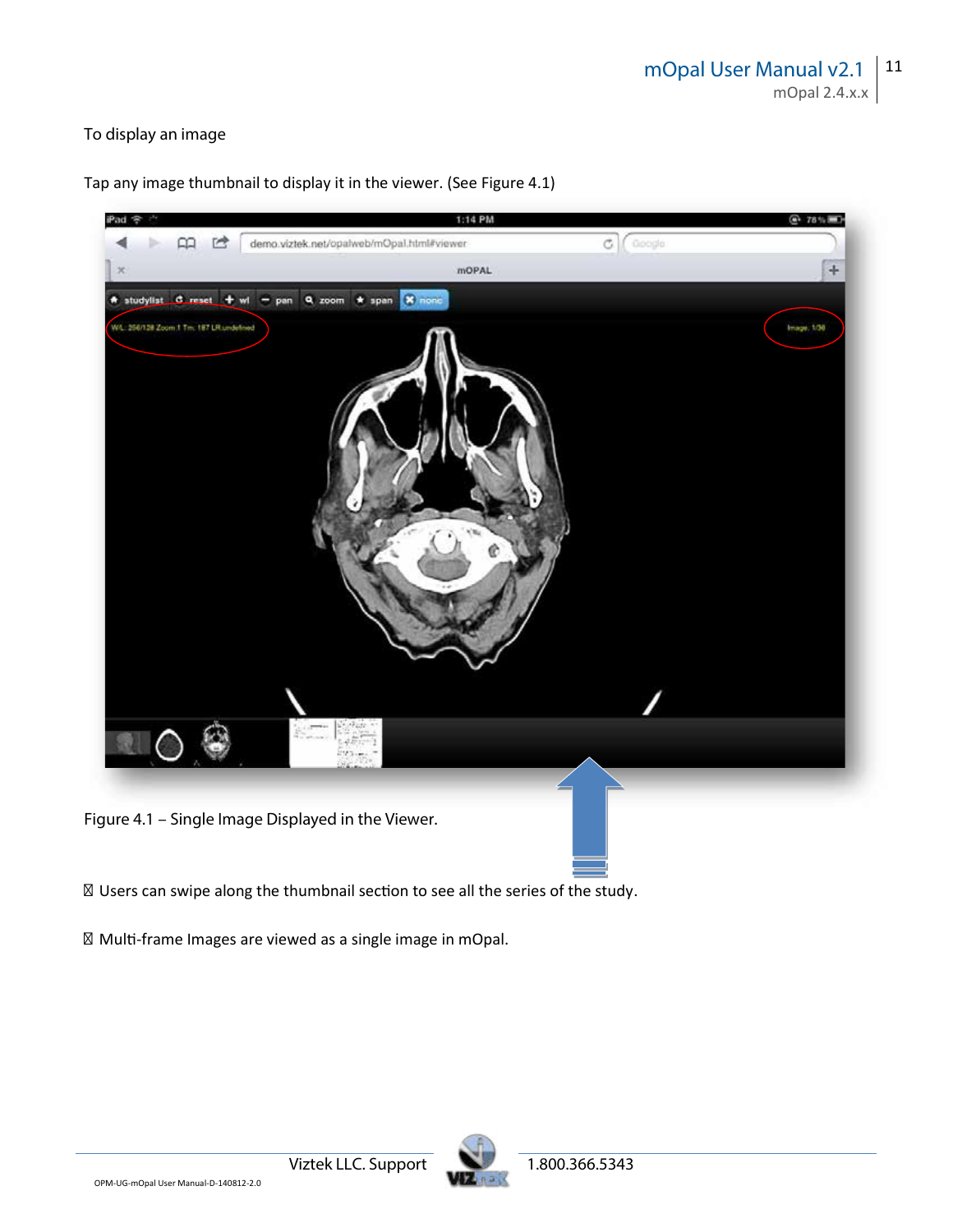To display an image

Tap any image thumbnail to display it in the viewer. (See Figure 4.1)

Figure 4.1 – Single Image Displayed in the Viewer.

- Users can swipe along the thumbnail section to see all the series of the study.
- Multi-frame Images are viewed as a single image in mOpal.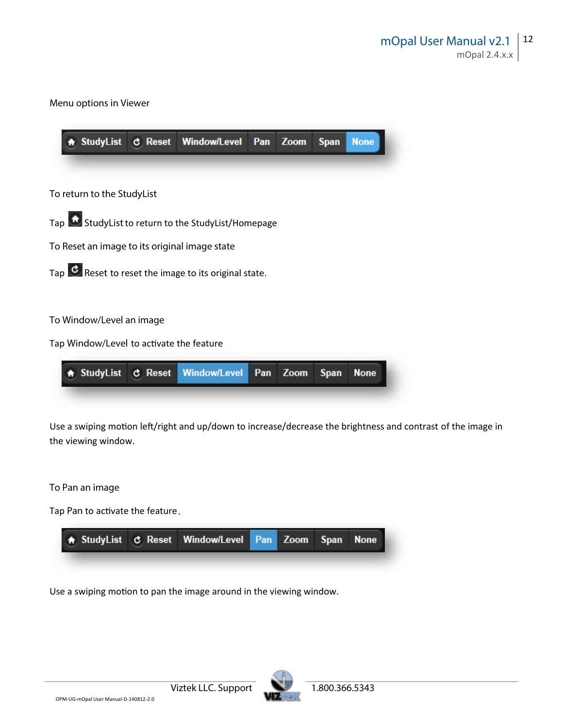Menu options in Viewer

To return to the StudyList

Tap StudyList to return to the StudyList/Homepage

To Reset an image to its original image state

Tap Reset to reset the image to its original state.

To Window/Level an image

Tap Window/Level to activate the feature

Use a swiping motion left/right and up/down to increase/decrease the brightness and contrast of the image in the viewing window.

To Pan an image

Tap Pan to activate the feature.

Use a swiping motion to pan the image around in the viewing window.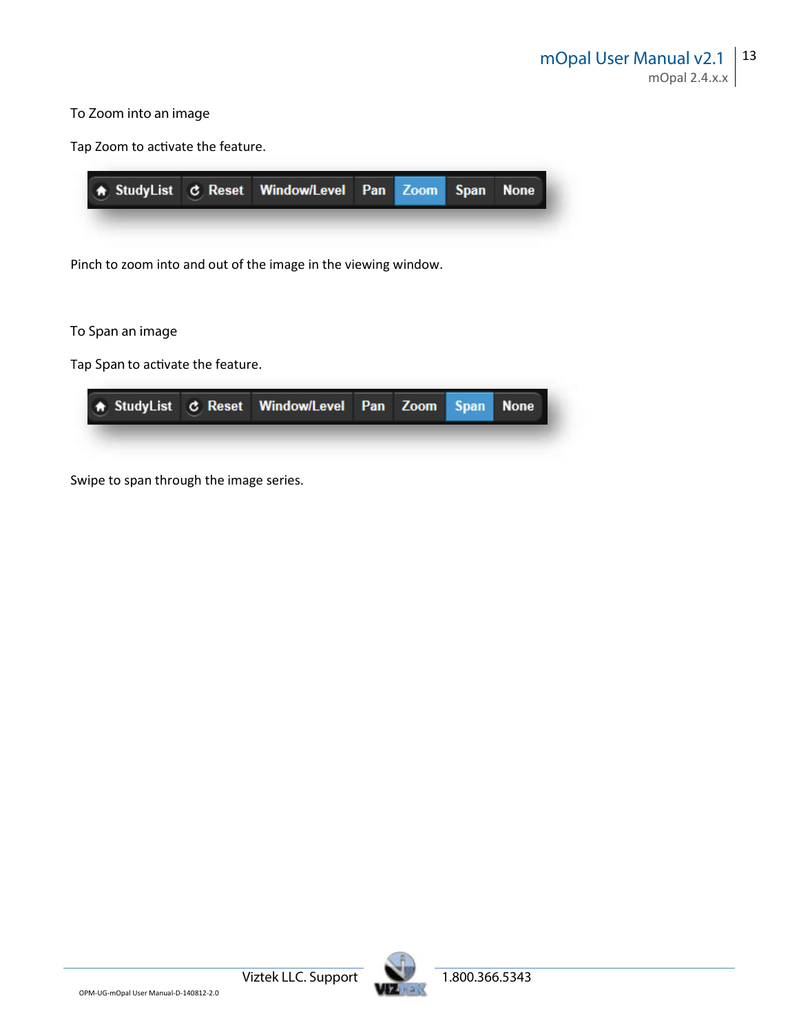To Zoom into an image

Tap Zoom to activate the feature.

StudyList Reset Window/Level Pan Zoom Span None

Pinch to zoom into and out of the image in the viewing window.

To Span an image

Tap Span to activate the feature.

StudyList Reset Window/Level Pan Zoom Span None

Swipe to span through the image series.